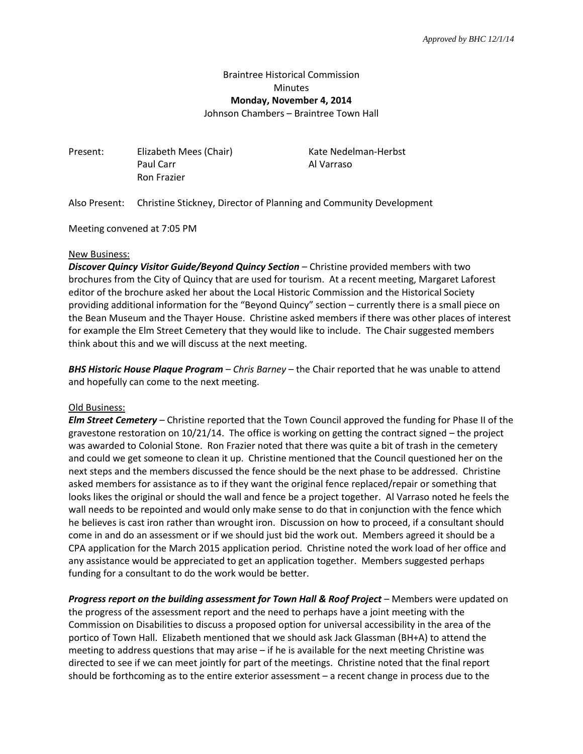*Approved by BHC 12/1/14*

Braintree Historical Commission
Minutes
**Monday, November 4, 2014**
Johnson Chambers – Braintree Town Hall

| Present: | Elizabeth Mees (Chair) | Kate Nedelman-Herbst |
|---|---|---|
| | Paul Carr | Al Varraso |
| | Ron Frazier | |

Also Present: Christine Stickney, Director of Planning and Community Development

Meeting convened at 7:05 PM

New Business:

***Discover Quincy Visitor Guide/Beyond Quincy Section*** – Christine provided members with two brochures from the City of Quincy that are used for tourism. At a recent meeting, Margaret Laforest editor of the brochure asked her about the Local Historic Commission and the Historical Society providing additional information for the "Beyond Quincy" section – currently there is a small piece on the Bean Museum and the Thayer House. Christine asked members if there was other places of interest for example the Elm Street Cemetery that they would like to include. The Chair suggested members think about this and we will discuss at the next meeting.

***BHS Historic House Plaque Program*** – *Chris Barney* – the Chair reported that he was unable to attend and hopefully can come to the next meeting.

Old Business:

***Elm Street Cemetery*** – Christine reported that the Town Council approved the funding for Phase II of the gravestone restoration on 10/21/14. The office is working on getting the contract signed – the project was awarded to Colonial Stone. Ron Frazier noted that there was quite a bit of trash in the cemetery and could we get someone to clean it up. Christine mentioned that the Council questioned her on the next steps and the members discussed the fence should be the next phase to be addressed. Christine asked members for assistance as to if they want the original fence replaced/repair or something that looks likes the original or should the wall and fence be a project together. Al Varraso noted he feels the wall needs to be repointed and would only make sense to do that in conjunction with the fence which he believes is cast iron rather than wrought iron. Discussion on how to proceed, if a consultant should come in and do an assessment or if we should just bid the work out. Members agreed it should be a CPA application for the March 2015 application period. Christine noted the work load of her office and any assistance would be appreciated to get an application together. Members suggested perhaps funding for a consultant to do the work would be better.

***Progress report on the building assessment for Town Hall & Roof Project*** – Members were updated on the progress of the assessment report and the need to perhaps have a joint meeting with the Commission on Disabilities to discuss a proposed option for universal accessibility in the area of the portico of Town Hall. Elizabeth mentioned that we should ask Jack Glassman (BH+A) to attend the meeting to address questions that may arise – if he is available for the next meeting Christine was directed to see if we can meet jointly for part of the meetings. Christine noted that the final report should be forthcoming as to the entire exterior assessment – a recent change in process due to the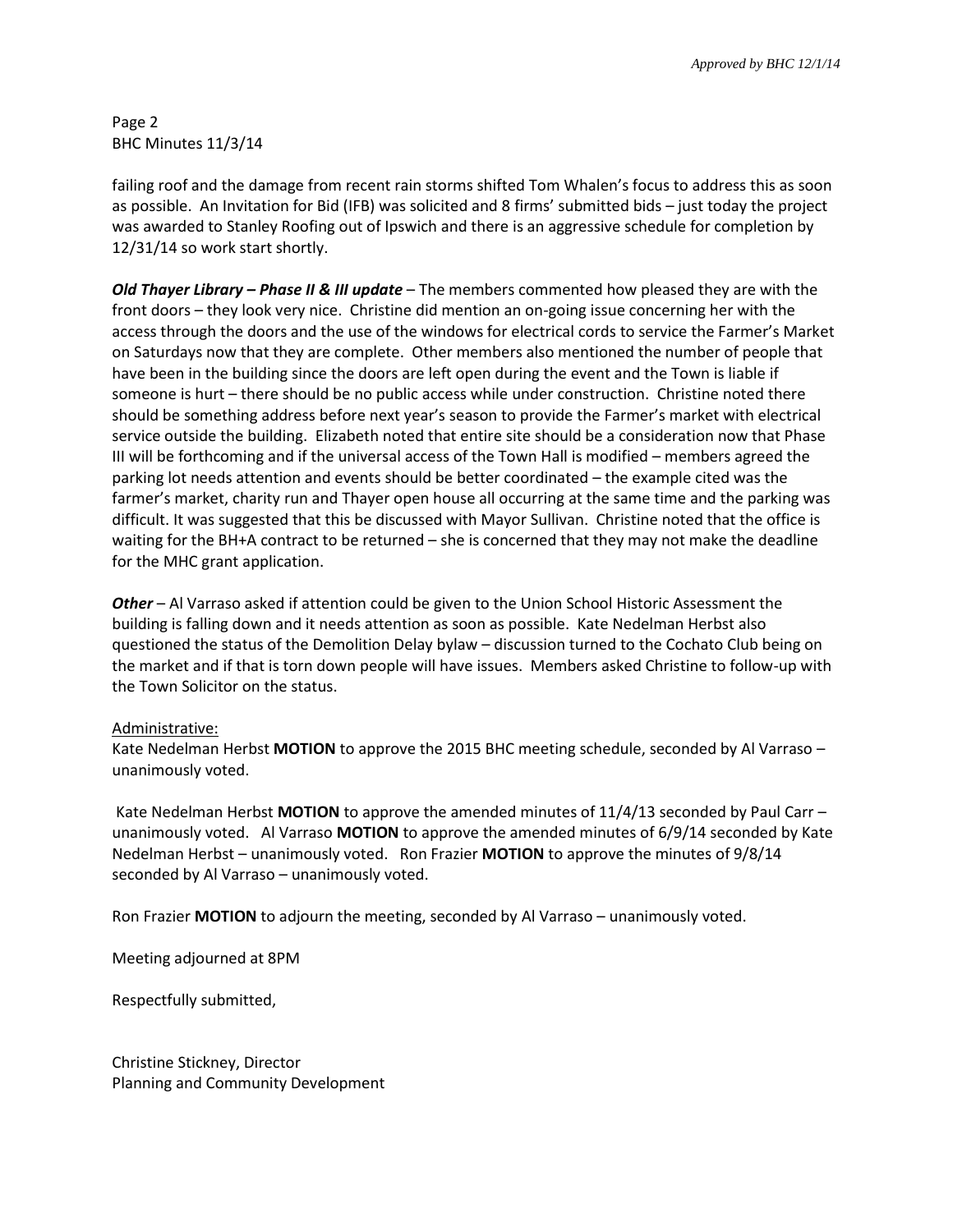failing roof and the damage from recent rain storms shifted Tom Whalen's focus to address this as soon as possible. An Invitation for Bid (IFB) was solicited and 8 firms' submitted bids – just today the project was awarded to Stanley Roofing out of Ipswich and there is an aggressive schedule for completion by 12/31/14 so work start shortly.

***Old Thayer Library – Phase II & III update*** – The members commented how pleased they are with the front doors – they look very nice. Christine did mention an on-going issue concerning her with the access through the doors and the use of the windows for electrical cords to service the Farmer's Market on Saturdays now that they are complete. Other members also mentioned the number of people that have been in the building since the doors are left open during the event and the Town is liable if someone is hurt – there should be no public access while under construction. Christine noted there should be something address before next year's season to provide the Farmer's market with electrical service outside the building. Elizabeth noted that entire site should be a consideration now that Phase III will be forthcoming and if the universal access of the Town Hall is modified – members agreed the parking lot needs attention and events should be better coordinated – the example cited was the farmer's market, charity run and Thayer open house all occurring at the same time and the parking was difficult. It was suggested that this be discussed with Mayor Sullivan. Christine noted that the office is waiting for the BH+A contract to be returned – she is concerned that they may not make the deadline for the MHC grant application.

***Other*** – Al Varraso asked if attention could be given to the Union School Historic Assessment the building is falling down and it needs attention as soon as possible. Kate Nedelman Herbst also questioned the status of the Demolition Delay bylaw – discussion turned to the Cochato Club being on the market and if that is torn down people will have issues. Members asked Christine to follow-up with the Town Solicitor on the status.

Administrative:

Kate Nedelman Herbst **MOTION** to approve the 2015 BHC meeting schedule, seconded by Al Varraso – unanimously voted.

Kate Nedelman Herbst **MOTION** to approve the amended minutes of 11/4/13 seconded by Paul Carr – unanimously voted. Al Varraso **MOTION** to approve the amended minutes of 6/9/14 seconded by Kate Nedelman Herbst – unanimously voted. Ron Frazier **MOTION** to approve the minutes of 9/8/14 seconded by Al Varraso – unanimously voted.

Ron Frazier **MOTION** to adjourn the meeting, seconded by Al Varraso – unanimously voted.

Meeting adjourned at 8PM

Respectfully submitted,

Christine Stickney, Director
Planning and Community Development